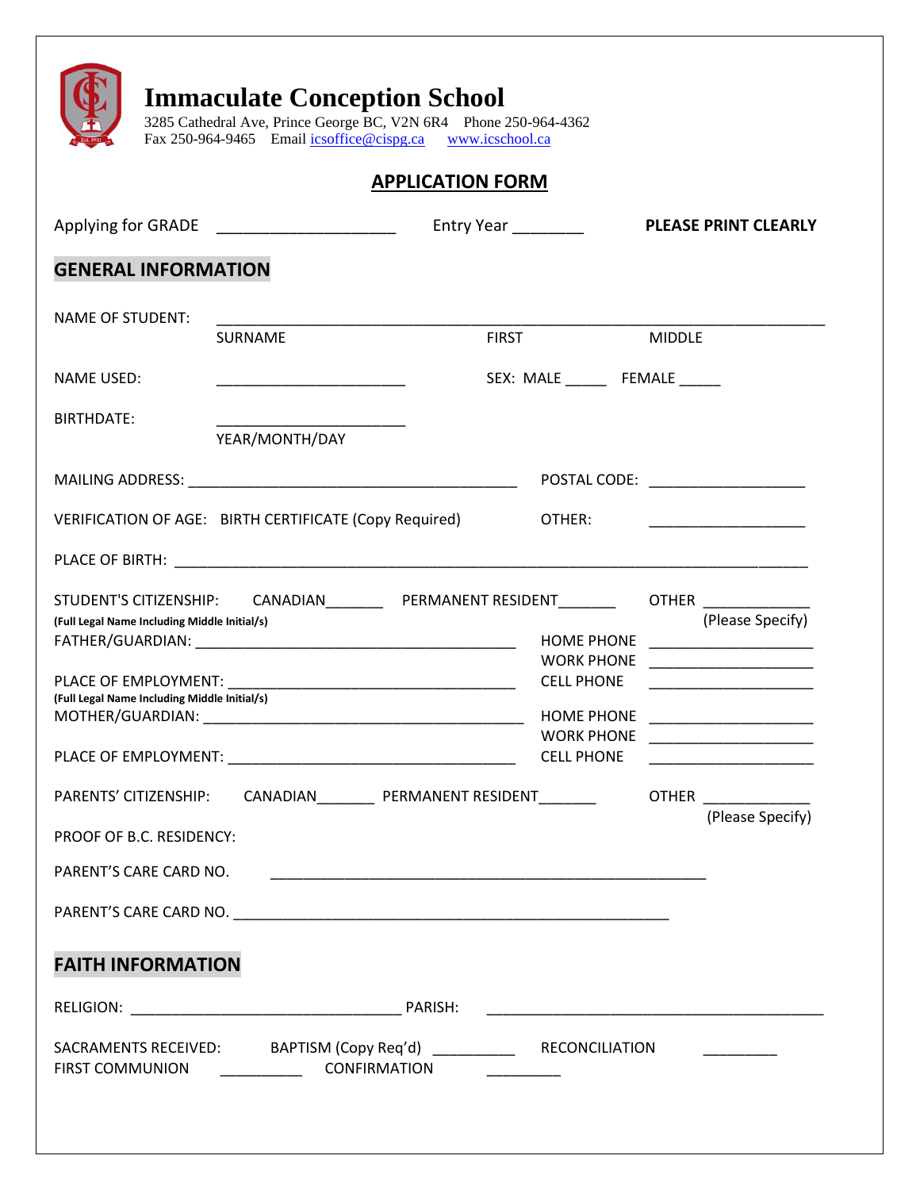# Immaculate Conception School

3285 Cathedral Ave, Prince George BC, V2N 6R4 Phone 250-964-4362
Fax 250-964-9465 Email icsoffice@cispg.ca www.icschool.ca

## APPLICATION FORM

Applying for GRADE ____________________ Entry Year ________ **PLEASE PRINT CLEARLY**

## GENERAL INFORMATION

NAME OF STUDENT: ______________________________________________________________________
SURNAME FIRST MIDDLE

NAME USED: ______________________ SEX: MALE _____ FEMALE _____

BIRTHDATE: ______________________
YEAR/MONTH/DAY

MAILING ADDRESS: ________________________________________ POSTAL CODE: __________________

VERIFICATION OF AGE: BIRTH CERTIFICATE (Copy Required) OTHER: __________________

PLACE OF BIRTH: ____________________________________________________________________________

STUDENT'S CITIZENSHIP: CANADIAN_______ PERMANENT RESIDENT_______ OTHER ____________ (Please Specify)

**(Full Legal Name Including Middle Initial/s)**
FATHER/GUARDIAN: ______________________________________ HOME PHONE ___________________
WORK PHONE ___________________
PLACE OF EMPLOYMENT: __________________________________ CELL PHONE ___________________

**(Full Legal Name Including Middle Initial/s)**
MOTHER/GUARDIAN: ______________________________________ HOME PHONE ___________________
WORK PHONE ___________________
PLACE OF EMPLOYMENT: __________________________________ CELL PHONE ___________________

PARENTS' CITIZENSHIP: CANADIAN_______ PERMANENT RESIDENT_______ OTHER ____________ (Please Specify)

PROOF OF B.C. RESIDENCY:

PARENT'S CARE CARD NO. ____________________________________________________

PARENT'S CARE CARD NO. ____________________________________________________

## FAITH INFORMATION

RELIGION: ________________________________ PARISH: ________________________________________

SACRAMENTS RECEIVED: BAPTISM (Copy Req'd) __________ RECONCILIATION _________
FIRST COMMUNION __________ CONFIRMATION _________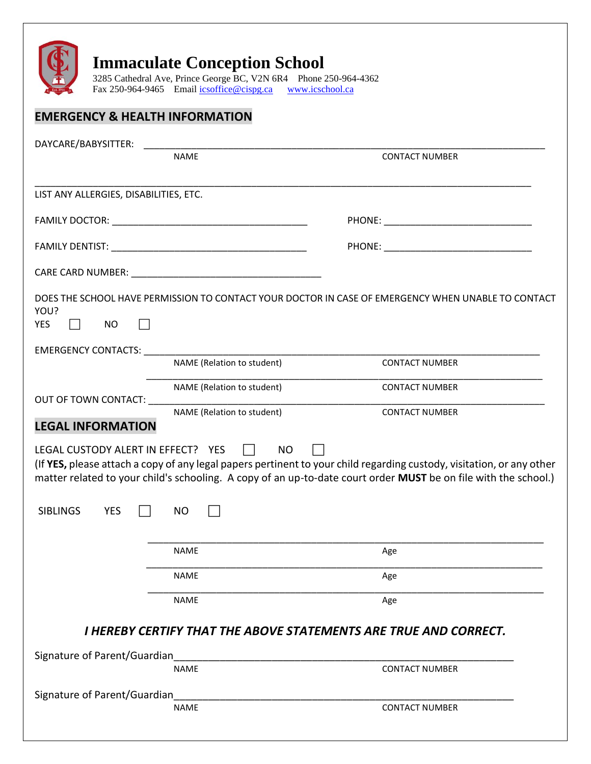# Immaculate Conception School

3285 Cathedral Ave, Prince George BC, V2N 6R4 Phone 250-964-4362
Fax 250-964-9465 Email icsoffice@cispg.ca www.icschool.ca

## EMERGENCY & HEALTH INFORMATION

DAYCARE/BABYSITTER: ______________________________________________________________

NAME CONTACT NUMBER

______________________________________________________________________________

LIST ANY ALLERGIES, DISABILITIES, ETC.

FAMILY DOCTOR: ___________________________________ PHONE: __________________________

FAMILY DENTIST: ___________________________________ PHONE: __________________________

CARE CARD NUMBER: _________________________________

DOES THE SCHOOL HAVE PERMISSION TO CONTACT YOUR DOCTOR IN CASE OF EMERGENCY WHEN UNABLE TO CONTACT YOU?

YES ☐ NO ☐

EMERGENCY CONTACTS: _________________________________________________________

NAME (Relation to student) CONTACT NUMBER

_________________________________________________________

NAME (Relation to student) CONTACT NUMBER

OUT OF TOWN CONTACT: _________________________________________________________

NAME (Relation to student) CONTACT NUMBER

## LEGAL INFORMATION

LEGAL CUSTODY ALERT IN EFFECT? YES ☐ NO ☐

(If **YES,** please attach a copy of any legal papers pertinent to your child regarding custody, visitation, or any other matter related to your child's schooling. A copy of an up-to-date court order **MUST** be on file with the school.)

SIBLINGS YES ☐ NO ☐

_________________________________________________________

NAME Age

_________________________________________________________

NAME Age

_________________________________________________________

NAME Age

***I HEREBY CERTIFY THAT THE ABOVE STATEMENTS ARE TRUE AND CORRECT.***

Signature of Parent/Guardian_________________________________________________________

NAME CONTACT NUMBER

Signature of Parent/Guardian_________________________________________________________

NAME CONTACT NUMBER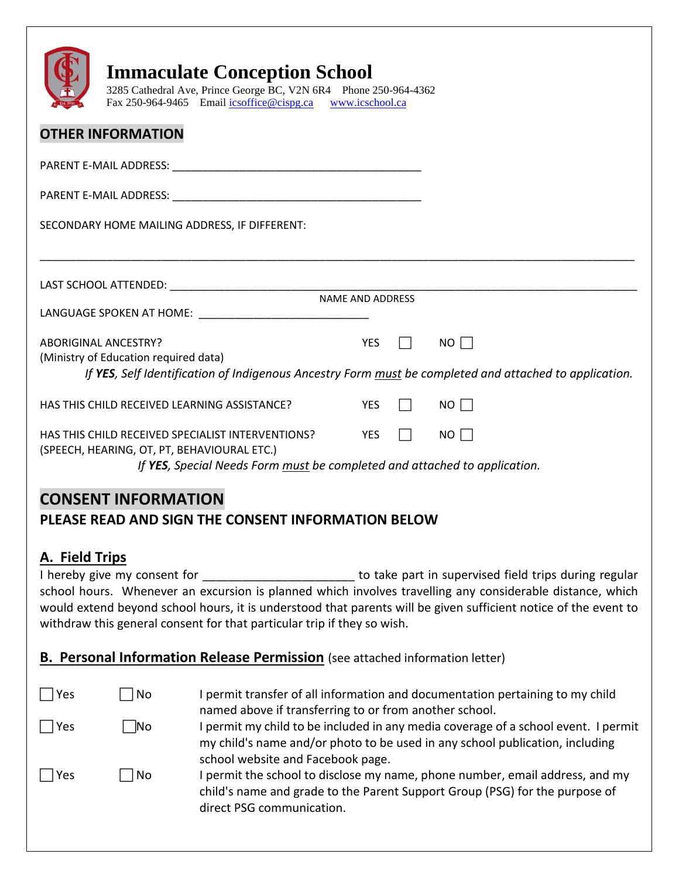# Immaculate Conception School

3285 Cathedral Ave, Prince George BC, V2N 6R4 Phone 250-964-4362
Fax 250-964-9465 Email icsoffice@cispg.ca www.icschool.ca

## OTHER INFORMATION

PARENT E-MAIL ADDRESS: ________________________________________

PARENT E-MAIL ADDRESS: ________________________________________

SECONDARY HOME MAILING ADDRESS, IF DIFFERENT:

_______________________________________________________________________________________________

LAST SCHOOL ATTENDED: _________________________________________________________________________
NAME AND ADDRESS

LANGUAGE SPOKEN AT HOME: ___________________________

ABORIGINAL ANCESTRY? YES ☐ NO ☐
(Ministry of Education required data)

*If **YES**, Self Identification of Indigenous Ancestry Form <u>must</u> be completed and attached to application.*

HAS THIS CHILD RECEIVED LEARNING ASSISTANCE? YES ☐ NO ☐

HAS THIS CHILD RECEIVED SPECIALIST INTERVENTIONS? YES ☐ NO ☐
(SPEECH, HEARING, OT, PT, BEHAVIOURAL ETC.)

*If **YES**, Special Needs Form <u>must</u> be completed and attached to application.*

## CONSENT INFORMATION

**PLEASE READ AND SIGN THE CONSENT INFORMATION BELOW**

### A. Field Trips

I hereby give my consent for ______________________ to take part in supervised field trips during regular school hours. Whenever an excursion is planned which involves travelling any considerable distance, which would extend beyond school hours, it is understood that parents will be given sufficient notice of the event to withdraw this general consent for that particular trip if they so wish.

### B. Personal Information Release Permission (see attached information letter)

| | | |
|---|---|---|
| ☐ Yes | ☐ No | I permit transfer of all information and documentation pertaining to my child named above if transferring to or from another school. |
| ☐ Yes | ☐ No | I permit my child to be included in any media coverage of a school event. I permit my child's name and/or photo to be used in any school publication, including school website and Facebook page. |
| ☐ Yes | ☐ No | I permit the school to disclose my name, phone number, email address, and my child's name and grade to the Parent Support Group (PSG) for the purpose of direct PSG communication. |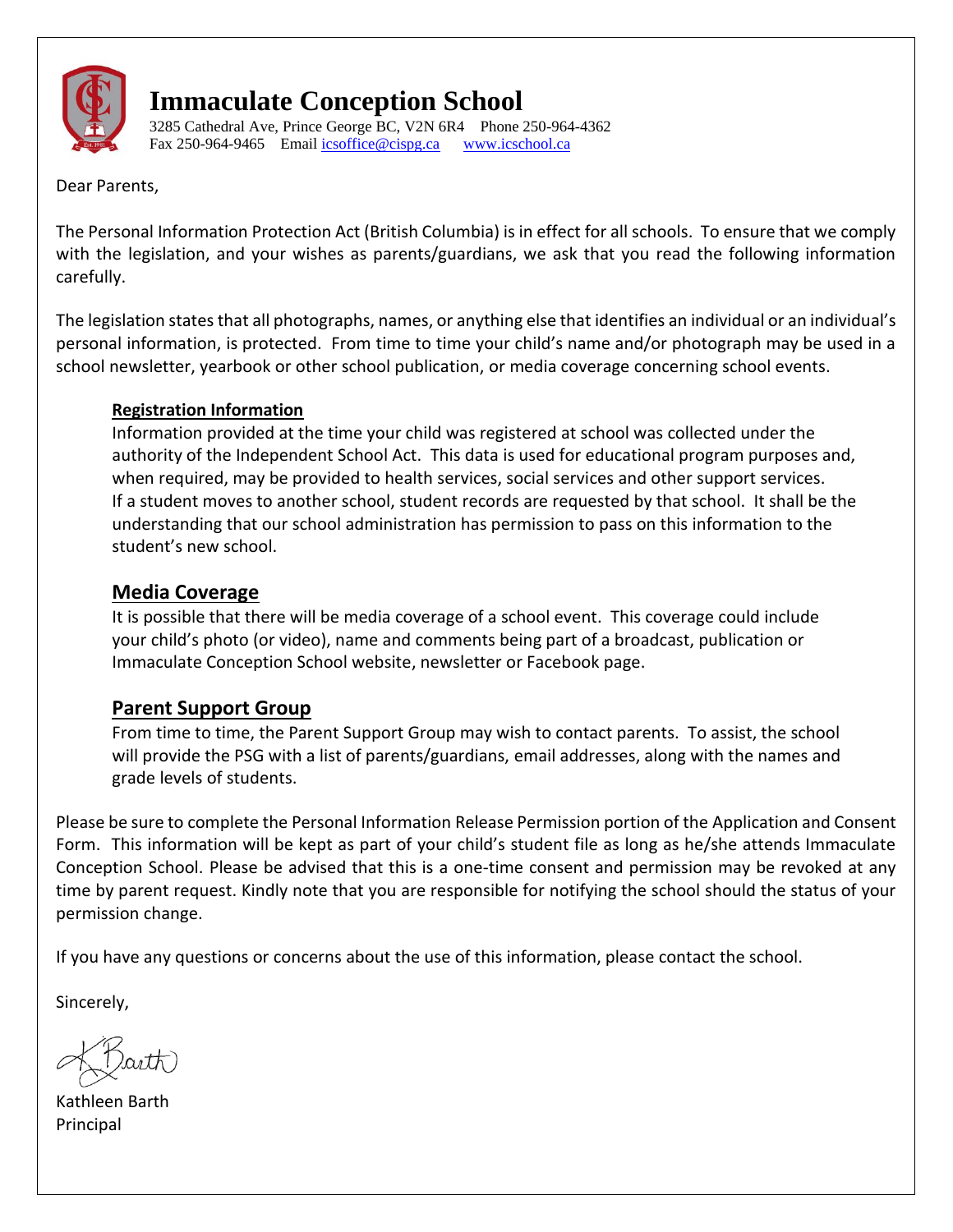# Immaculate Conception School

3285 Cathedral Ave, Prince George BC, V2N 6R4 Phone 250-964-4362
Fax 250-964-9465 Email icsoffice@cispg.ca www.icschool.ca

Dear Parents,

The Personal Information Protection Act (British Columbia) is in effect for all schools. To ensure that we comply with the legislation, and your wishes as parents/guardians, we ask that you read the following information carefully.

The legislation states that all photographs, names, or anything else that identifies an individual or an individual's personal information, is protected. From time to time your child's name and/or photograph may be used in a school newsletter, yearbook or other school publication, or media coverage concerning school events.

**Registration Information**

Information provided at the time your child was registered at school was collected under the authority of the Independent School Act. This data is used for educational program purposes and, when required, may be provided to health services, social services and other support services. If a student moves to another school, student records are requested by that school. It shall be the understanding that our school administration has permission to pass on this information to the student's new school.

## Media Coverage

It is possible that there will be media coverage of a school event. This coverage could include your child's photo (or video), name and comments being part of a broadcast, publication or Immaculate Conception School website, newsletter or Facebook page.

## Parent Support Group

From time to time, the Parent Support Group may wish to contact parents. To assist, the school will provide the PSG with a list of parents/guardians, email addresses, along with the names and grade levels of students.

Please be sure to complete the Personal Information Release Permission portion of the Application and Consent Form. This information will be kept as part of your child's student file as long as he/she attends Immaculate Conception School. Please be advised that this is a one-time consent and permission may be revoked at any time by parent request. Kindly note that you are responsible for notifying the school should the status of your permission change.

If you have any questions or concerns about the use of this information, please contact the school.

Sincerely,

K. Barth

Kathleen Barth
Principal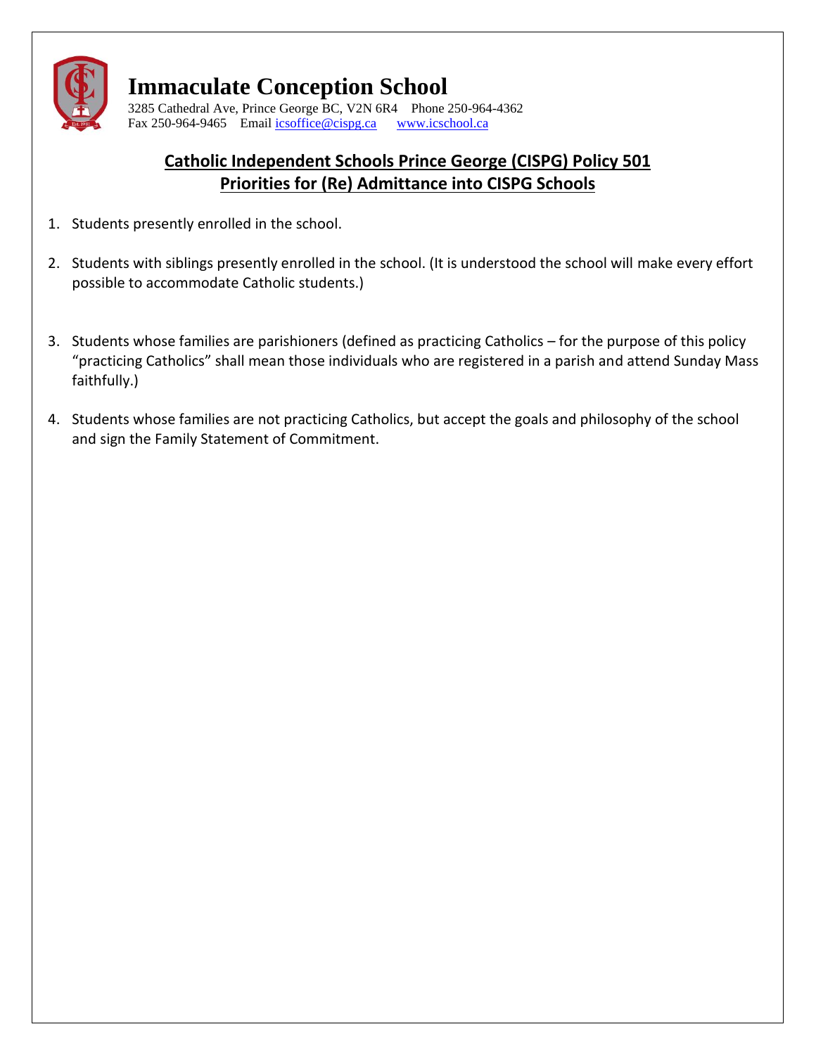# Immaculate Conception School

3285 Cathedral Ave, Prince George BC, V2N 6R4 Phone 250-964-4362
Fax 250-964-9465 Email icsoffice@cispg.ca www.icschool.ca

## Catholic Independent Schools Prince George (CISPG) Policy 501
## Priorities for (Re) Admittance into CISPG Schools

1. Students presently enrolled in the school.

2. Students with siblings presently enrolled in the school. (It is understood the school will make every effort possible to accommodate Catholic students.)

3. Students whose families are parishioners (defined as practicing Catholics – for the purpose of this policy "practicing Catholics" shall mean those individuals who are registered in a parish and attend Sunday Mass faithfully.)

4. Students whose families are not practicing Catholics, but accept the goals and philosophy of the school and sign the Family Statement of Commitment.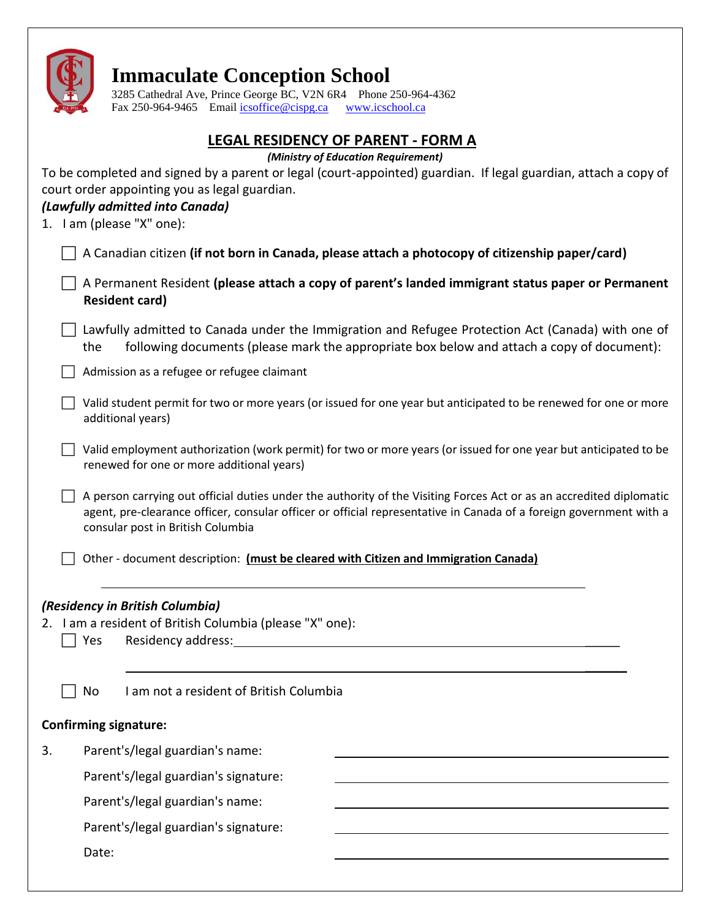# Immaculate Conception School

3285 Cathedral Ave, Prince George BC, V2N 6R4 Phone 250-964-4362
Fax 250-964-9465 Email icsoffice@cispg.ca www.icschool.ca

## LEGAL RESIDENCY OF PARENT - FORM A

***(Ministry of Education Requirement)***

To be completed and signed by a parent or legal (court-appointed) guardian. If legal guardian, attach a copy of court order appointing you as legal guardian.

***(Lawfully admitted into Canada)***

1. I am (please "X" one):

- ☐ A Canadian citizen **(if not born in Canada, please attach a photocopy of citizenship paper/card)**
- ☐ A Permanent Resident **(please attach a copy of parent's landed immigrant status paper or Permanent Resident card)**
- ☐ Lawfully admitted to Canada under the Immigration and Refugee Protection Act (Canada) with one of the following documents (please mark the appropriate box below and attach a copy of document):
- ☐ Admission as a refugee or refugee claimant
- ☐ Valid student permit for two or more years (or issued for one year but anticipated to be renewed for one or more additional years)
- ☐ Valid employment authorization (work permit) for two or more years (or issued for one year but anticipated to be renewed for one or more additional years)
- ☐ A person carrying out official duties under the authority of the Visiting Forces Act or as an accredited diplomatic agent, pre-clearance officer, consular officer or official representative in Canada of a foreign government with a consular post in British Columbia
- ☐ Other - document description: **(must be cleared with Citizen and Immigration Canada)**

\_\_\_\_\_\_\_\_\_\_\_\_\_\_\_\_\_\_\_\_\_\_\_\_\_\_\_\_\_\_\_\_\_\_\_\_\_\_\_\_\_\_\_\_\_\_\_\_\_\_\_\_\_\_\_\_

***(Residency in British Columbia)***

2. I am a resident of British Columbia (please "X" one):

- ☐ Yes Residency address: \_\_\_\_\_\_\_\_\_\_\_\_\_\_\_\_\_\_\_\_\_\_\_\_\_\_\_\_\_\_\_\_\_\_\_\_\_\_\_\_\_\_\_\_\_\_\_\_\_\_\_\_\_\_\_\_

  \_\_\_\_\_\_\_\_\_\_\_\_\_\_\_\_\_\_\_\_\_\_\_\_\_\_\_\_\_\_\_\_\_\_\_\_\_\_\_\_\_\_\_\_\_\_\_\_\_\_\_\_\_\_\_\_

- ☐ No I am not a resident of British Columbia

**Confirming signature:**

3. Parent's/legal guardian's name: \_\_\_\_\_\_\_\_\_\_\_\_\_\_\_\_\_\_\_\_\_\_\_\_\_\_\_\_\_\_

   Parent's/legal guardian's signature: \_\_\_\_\_\_\_\_\_\_\_\_\_\_\_\_\_\_\_\_\_\_\_\_\_\_\_\_\_\_

   Parent's/legal guardian's name: \_\_\_\_\_\_\_\_\_\_\_\_\_\_\_\_\_\_\_\_\_\_\_\_\_\_\_\_\_\_

   Parent's/legal guardian's signature: \_\_\_\_\_\_\_\_\_\_\_\_\_\_\_\_\_\_\_\_\_\_\_\_\_\_\_\_\_\_

   Date: \_\_\_\_\_\_\_\_\_\_\_\_\_\_\_\_\_\_\_\_\_\_\_\_\_\_\_\_\_\_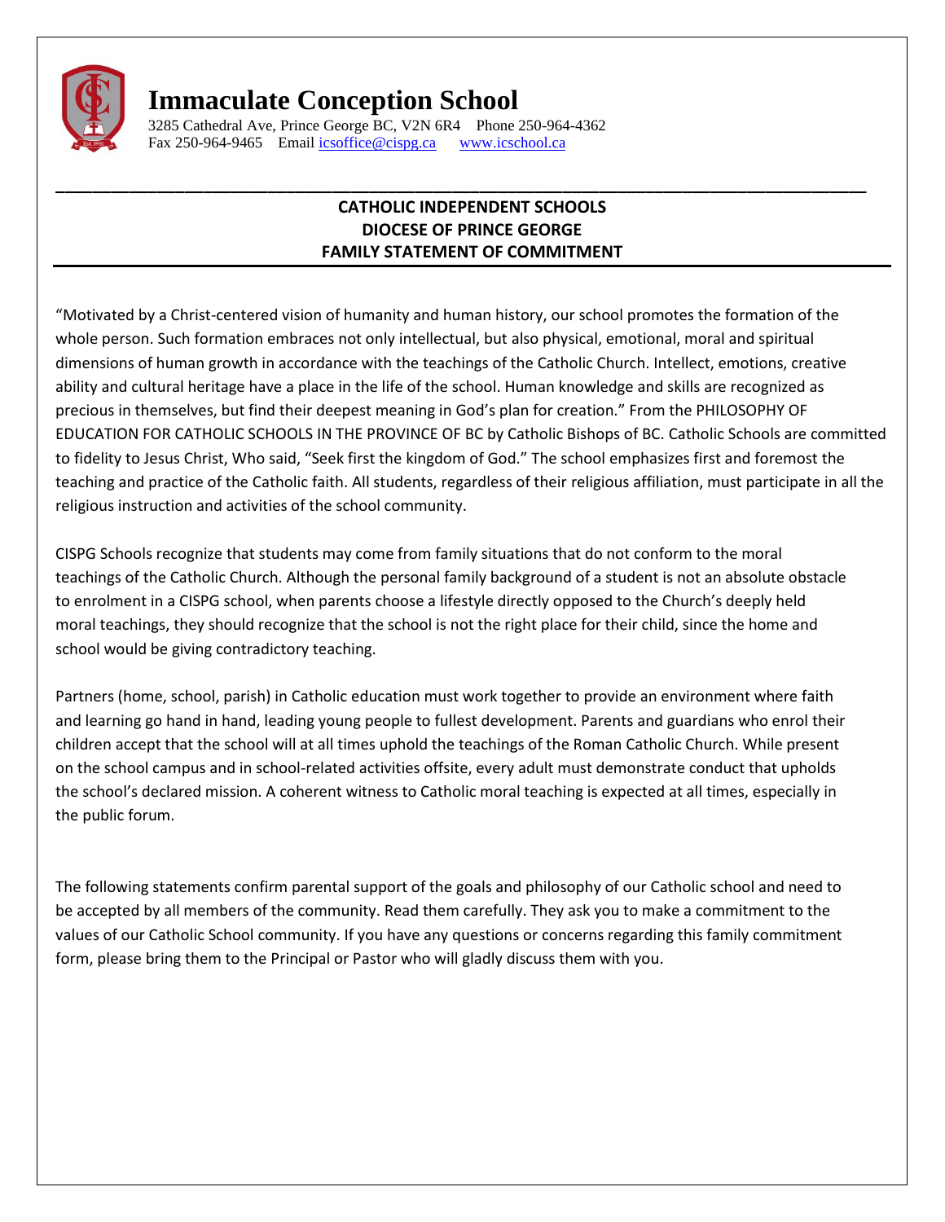# Immaculate Conception School

3285 Cathedral Ave, Prince George BC, V2N 6R4 Phone 250-964-4362
Fax 250-964-9465 Email icsoffice@cispg.ca www.icschool.ca

## CATHOLIC INDEPENDENT SCHOOLS
## DIOCESE OF PRINCE GEORGE
## FAMILY STATEMENT OF COMMITMENT

"Motivated by a Christ-centered vision of humanity and human history, our school promotes the formation of the whole person. Such formation embraces not only intellectual, but also physical, emotional, moral and spiritual dimensions of human growth in accordance with the teachings of the Catholic Church. Intellect, emotions, creative ability and cultural heritage have a place in the life of the school. Human knowledge and skills are recognized as precious in themselves, but find their deepest meaning in God's plan for creation." From the PHILOSOPHY OF EDUCATION FOR CATHOLIC SCHOOLS IN THE PROVINCE OF BC by Catholic Bishops of BC. Catholic Schools are committed to fidelity to Jesus Christ, Who said, "Seek first the kingdom of God." The school emphasizes first and foremost the teaching and practice of the Catholic faith. All students, regardless of their religious affiliation, must participate in all the religious instruction and activities of the school community.

CISPG Schools recognize that students may come from family situations that do not conform to the moral teachings of the Catholic Church. Although the personal family background of a student is not an absolute obstacle to enrolment in a CISPG school, when parents choose a lifestyle directly opposed to the Church's deeply held moral teachings, they should recognize that the school is not the right place for their child, since the home and school would be giving contradictory teaching.

Partners (home, school, parish) in Catholic education must work together to provide an environment where faith and learning go hand in hand, leading young people to fullest development. Parents and guardians who enrol their children accept that the school will at all times uphold the teachings of the Roman Catholic Church. While present on the school campus and in school-related activities offsite, every adult must demonstrate conduct that upholds the school's declared mission. A coherent witness to Catholic moral teaching is expected at all times, especially in the public forum.

The following statements confirm parental support of the goals and philosophy of our Catholic school and need to be accepted by all members of the community. Read them carefully. They ask you to make a commitment to the values of our Catholic School community. If you have any questions or concerns regarding this family commitment form, please bring them to the Principal or Pastor who will gladly discuss them with you.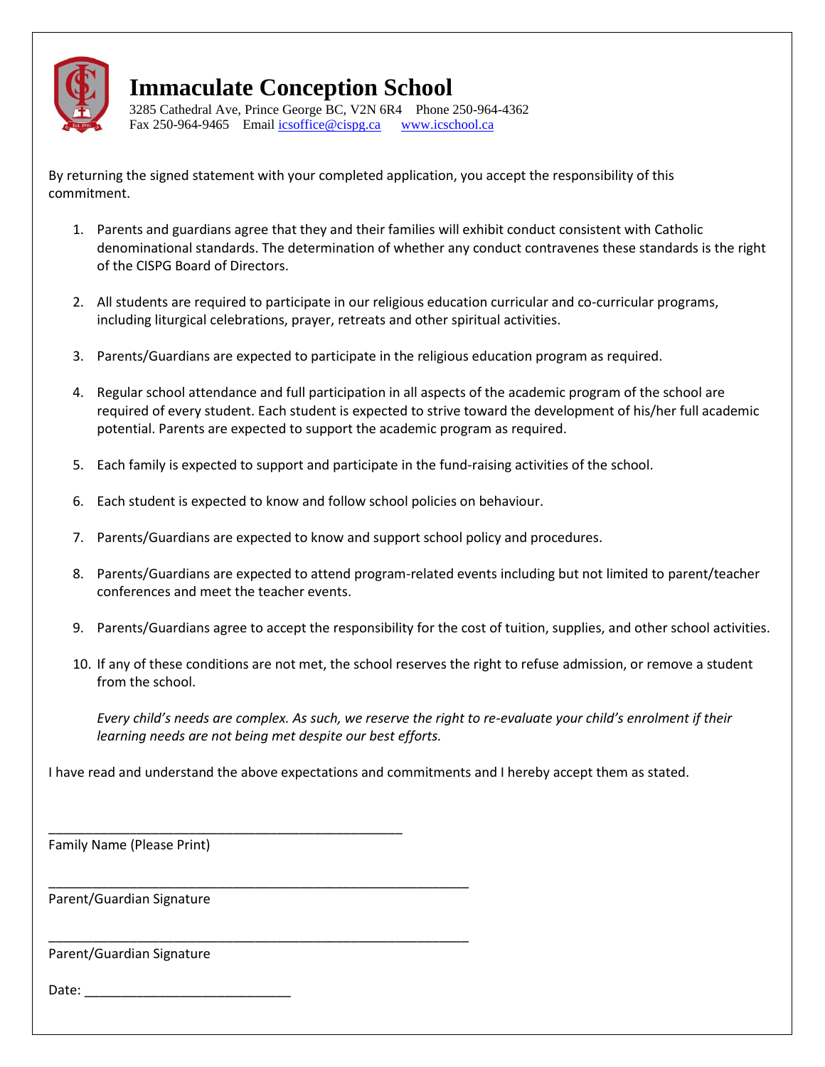# Immaculate Conception School

3285 Cathedral Ave, Prince George BC, V2N 6R4 Phone 250-964-4362
Fax 250-964-9465 Email icsoffice@cispg.ca www.icschool.ca

By returning the signed statement with your completed application, you accept the responsibility of this commitment.

1. Parents and guardians agree that they and their families will exhibit conduct consistent with Catholic denominational standards. The determination of whether any conduct contravenes these standards is the right of the CISPG Board of Directors.
2. All students are required to participate in our religious education curricular and co-curricular programs, including liturgical celebrations, prayer, retreats and other spiritual activities.
3. Parents/Guardians are expected to participate in the religious education program as required.
4. Regular school attendance and full participation in all aspects of the academic program of the school are required of every student. Each student is expected to strive toward the development of his/her full academic potential. Parents are expected to support the academic program as required.
5. Each family is expected to support and participate in the fund-raising activities of the school.
6. Each student is expected to know and follow school policies on behaviour.
7. Parents/Guardians are expected to know and support school policy and procedures.
8. Parents/Guardians are expected to attend program-related events including but not limited to parent/teacher conferences and meet the teacher events.
9. Parents/Guardians agree to accept the responsibility for the cost of tuition, supplies, and other school activities.
10. If any of these conditions are not met, the school reserves the right to refuse admission, or remove a student from the school.

    *Every child's needs are complex. As such, we reserve the right to re-evaluate your child's enrolment if their learning needs are not being met despite our best efforts.*

I have read and understand the above expectations and commitments and I hereby accept them as stated.

\_\_\_\_\_\_\_\_\_\_\_\_\_\_\_\_\_\_\_\_\_\_\_\_\_\_\_\_\_\_\_\_\_\_\_\_\_\_\_\_\_\_\_\_\_\_\_\_
Family Name (Please Print)

\_\_\_\_\_\_\_\_\_\_\_\_\_\_\_\_\_\_\_\_\_\_\_\_\_\_\_\_\_\_\_\_\_\_\_\_\_\_\_\_\_\_\_\_\_\_\_\_
Parent/Guardian Signature

\_\_\_\_\_\_\_\_\_\_\_\_\_\_\_\_\_\_\_\_\_\_\_\_\_\_\_\_\_\_\_\_\_\_\_\_\_\_\_\_\_\_\_\_\_\_\_\_
Parent/Guardian Signature

Date: \_\_\_\_\_\_\_\_\_\_\_\_\_\_\_\_\_\_\_\_\_\_\_\_\_\_\_\_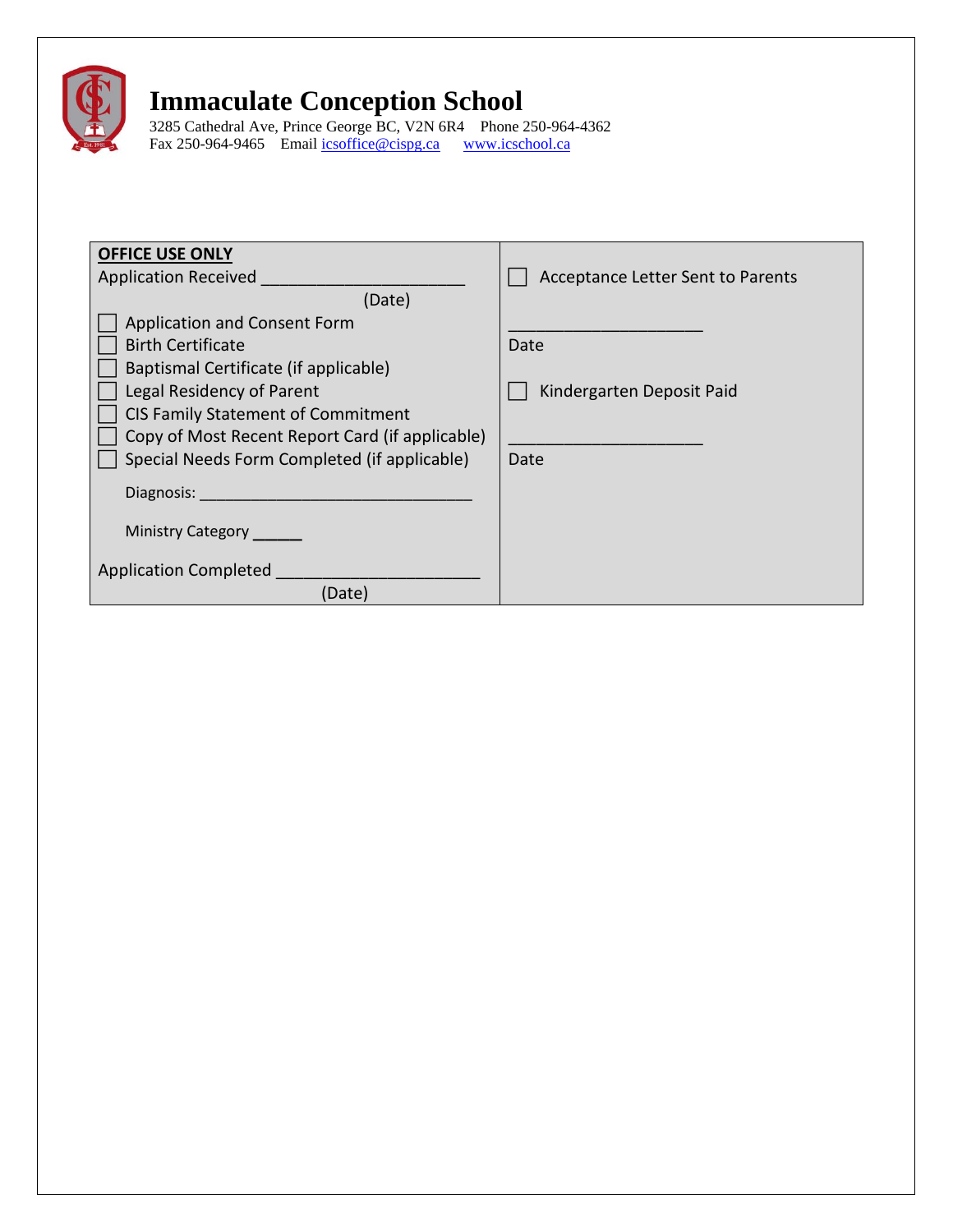# Immaculate Conception School

3285 Cathedral Ave, Prince George BC, V2N 6R4 Phone 250-964-4362
Fax 250-964-9465 Email icsoffice@cispg.ca www.icschool.ca

| | |
|---|---|
| **OFFICE USE ONLY**<br>Application Received \_\_\_\_\_\_\_\_\_\_\_\_\_\_\_\_\_\_\_\_\_\_<br>(Date)<br>☐ Application and Consent Form<br>☐ Birth Certificate<br>☐ Baptismal Certificate (if applicable)<br>☐ Legal Residency of Parent<br>☐ CIS Family Statement of Commitment<br>☐ Copy of Most Recent Report Card (if applicable)<br>☐ Special Needs Form Completed (if applicable)<br>Diagnosis: \_\_\_\_\_\_\_\_\_\_\_\_\_\_\_\_\_\_\_\_\_\_\_\_\_\_\_\_\_\_<br>Ministry Category \_\_\_\_\_\_<br>Application Completed \_\_\_\_\_\_\_\_\_\_\_\_\_\_\_\_\_\_\_\_\_\_<br>(Date) | ☐ Acceptance Letter Sent to Parents<br>\_\_\_\_\_\_\_\_\_\_\_\_\_\_\_\_\_\_\_\_\_\_<br>Date<br>☐ Kindergarten Deposit Paid<br>\_\_\_\_\_\_\_\_\_\_\_\_\_\_\_\_\_\_\_\_\_\_<br>Date |